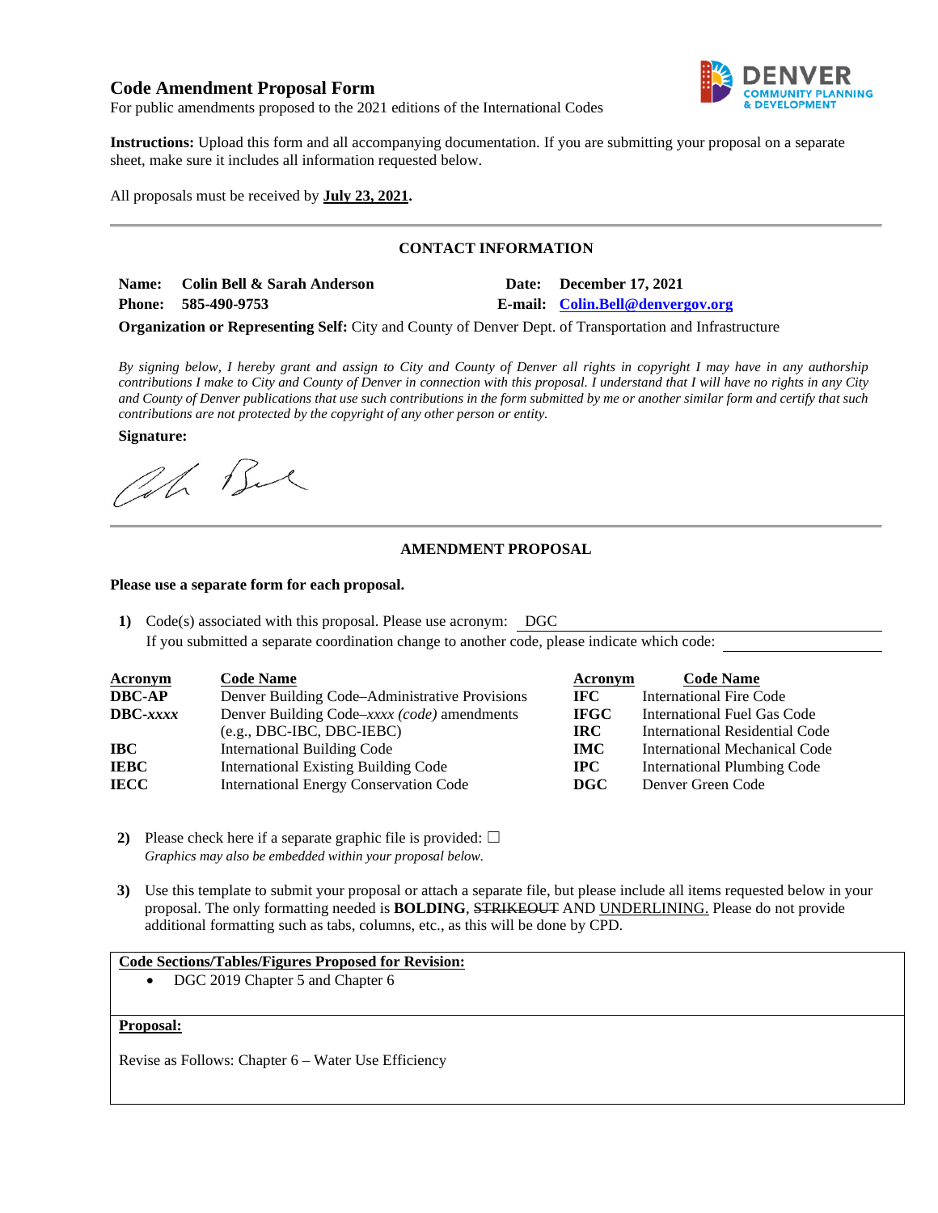## Code Amendment Proposal Form

For public amendments proposed to the 2021 editions of the International Codes

**Instructions:** Upload this form and all accompanying documentation. If you are submitting your proposal on a separate sheet, make sure it includes all information requested below.

All proposals must be received by **July 23, 2021.**

---

### CONTACT INFORMATION

**Name:** Colin Bell & Sarah Anderson  **Date:** December 17, 2021

**Phone:** 585-490-9753  **E-mail:** Colin.Bell@denvergov.org

**Organization or Representing Self:** City and County of Denver Dept. of Transportation and Infrastructure

*By signing below, I hereby grant and assign to City and County of Denver all rights in copyright I may have in any authorship contributions I make to City and County of Denver in connection with this proposal. I understand that I will have no rights in any City and County of Denver publications that use such contributions in the form submitted by me or another similar form and certify that such contributions are not protected by the copyright of any other person or entity.*

**Signature:**

---

### AMENDMENT PROPOSAL

**Please use a separate form for each proposal.**

1) Code(s) associated with this proposal. Please use acronym: DGC

   If you submitted a separate coordination change to another code, please indicate which code:

| Acronym | Code Name | Acronym | Code Name |
|---|---|---|---|
| **DBC-AP** | Denver Building Code–Administrative Provisions | **IFC** | International Fire Code |
| **DBC-*xxxx*** | Denver Building Code–*xxxx (code)* amendments (e.g., DBC-IBC, DBC-IEBC) | **IFGC** | International Fuel Gas Code |
| **IBC** | International Building Code | **IRC** | International Residential Code |
| **IEBC** | International Existing Building Code | **IMC** | International Mechanical Code |
| **IECC** | International Energy Conservation Code | **IPC** | International Plumbing Code |
| | | **DGC** | Denver Green Code |

2) Please check here if a separate graphic file is provided: ☐

   *Graphics may also be embedded within your proposal below.*

3) Use this template to submit your proposal or attach a separate file, but please include all items requested below in your proposal. The only formatting needed is **BOLDING**, ~~STRIKEOUT~~ AND <u>UNDERLINING.</u> Please do not provide additional formatting such as tabs, columns, etc., as this will be done by CPD.

**<u>Code Sections/Tables/Figures Proposed for Revision:</u>**

- DGC 2019 Chapter 5 and Chapter 6

**<u>Proposal:</u>**

Revise as Follows: Chapter 6 – Water Use Efficiency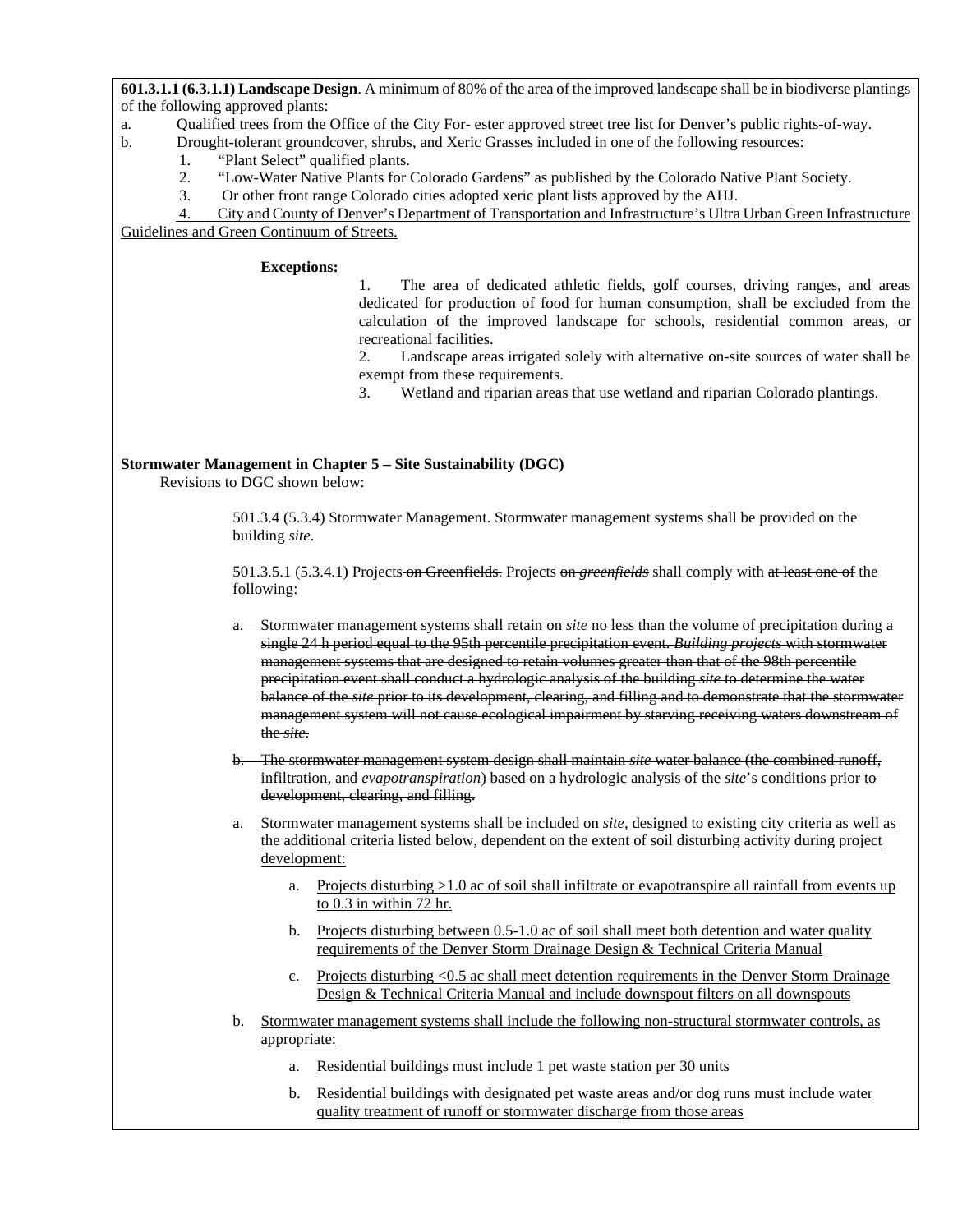**601.3.1.1 (6.3.1.1) Landscape Design**. A minimum of 80% of the area of the improved landscape shall be in biodiverse plantings of the following approved plants:

a. Qualified trees from the Office of the City For- ester approved street tree list for Denver's public rights-of-way.

b. Drought-tolerant groundcover, shrubs, and Xeric Grasses included in one of the following resources:

1. "Plant Select" qualified plants.
2. "Low-Water Native Plants for Colorado Gardens" as published by the Colorado Native Plant Society.
3. Or other front range Colorado cities adopted xeric plant lists approved by the AHJ.
4. <u>City and County of Denver's Department of Transportation and Infrastructure's Ultra Urban Green Infrastructure Guidelines and Green Continuum of Streets.</u>

**Exceptions:**

1. The area of dedicated athletic fields, golf courses, driving ranges, and areas dedicated for production of food for human consumption, shall be excluded from the calculation of the improved landscape for schools, residential common areas, or recreational facilities.
2. Landscape areas irrigated solely with alternative on-site sources of water shall be exempt from these requirements.
3. Wetland and riparian areas that use wetland and riparian Colorado plantings.

**Stormwater Management in Chapter 5 – Site Sustainability (DGC)**

Revisions to DGC shown below:

501.3.4 (5.3.4) Stormwater Management. Stormwater management systems shall be provided on the building *site*.

501.3.5.1 (5.3.4.1) Projects ~~on Greenfields.~~ Projects ~~on *greenfields*~~ shall comply with ~~at least one of~~ the following:

~~a. Stormwater management systems shall retain on *site* no less than the volume of precipitation during a single 24 h period equal to the 95th percentile precipitation event. *Building projects* with stormwater management systems that are designed to retain volumes greater than that of the 98th percentile precipitation event shall conduct a hydrologic analysis of the building *site* to determine the water balance of the *site* prior to its development, clearing, and filling and to demonstrate that the stormwater management system will not cause ecological impairment by starving receiving waters downstream of the *site*.~~

~~b. The stormwater management system design shall maintain *site* water balance (the combined runoff, infiltration, and *evapotranspiration*) based on a hydrologic analysis of the *site*'s conditions prior to development, clearing, and filling.~~

a. <u>Stormwater management systems shall be included on *site*, designed to existing city criteria as well as the additional criteria listed below, dependent on the extent of soil disturbing activity during project development:</u>

   a. <u>Projects disturbing >1.0 ac of soil shall infiltrate or evapotranspire all rainfall from events up to 0.3 in within 72 hr.</u>

   b. <u>Projects disturbing between 0.5-1.0 ac of soil shall meet both detention and water quality requirements of the Denver Storm Drainage Design & Technical Criteria Manual</u>

   c. <u>Projects disturbing <0.5 ac shall meet detention requirements in the Denver Storm Drainage Design & Technical Criteria Manual and include downspout filters on all downspouts</u>

b. <u>Stormwater management systems shall include the following non-structural stormwater controls, as appropriate:</u>

   a. <u>Residential buildings must include 1 pet waste station per 30 units</u>

   b. <u>Residential buildings with designated pet waste areas and/or dog runs must include water quality treatment of runoff or stormwater discharge from those areas</u>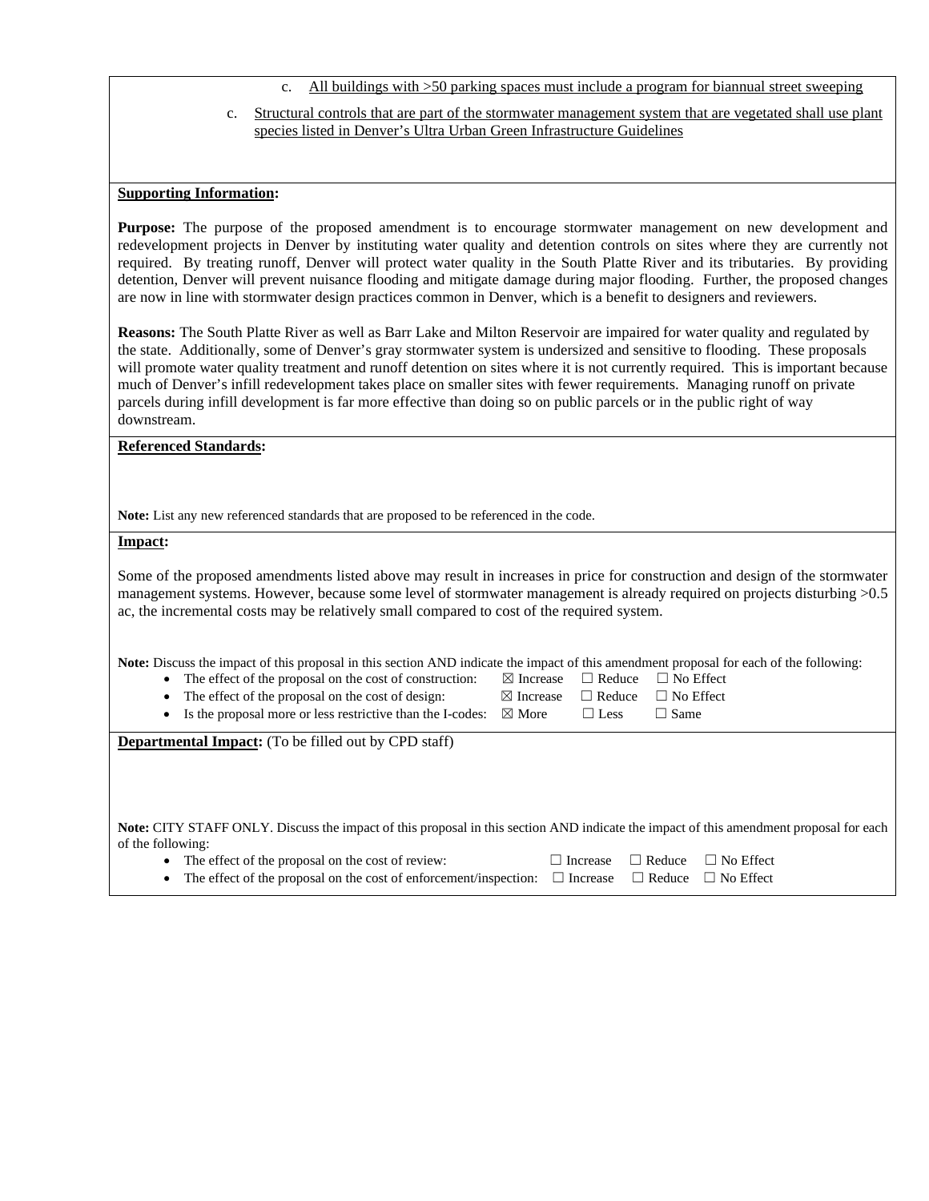c. <u>All buildings with >50 parking spaces must include a program for biannual street sweeping</u>

c. <u>Structural controls that are part of the stormwater management system that are vegetated shall use plant species listed in Denver's Ultra Urban Green Infrastructure Guidelines</u>

**<u>Supporting Information</u>:**

**Purpose:** The purpose of the proposed amendment is to encourage stormwater management on new development and redevelopment projects in Denver by instituting water quality and detention controls on sites where they are currently not required. By treating runoff, Denver will protect water quality in the South Platte River and its tributaries. By providing detention, Denver will prevent nuisance flooding and mitigate damage during major flooding. Further, the proposed changes are now in line with stormwater design practices common in Denver, which is a benefit to designers and reviewers.

**Reasons:** The South Platte River as well as Barr Lake and Milton Reservoir are impaired for water quality and regulated by the state. Additionally, some of Denver's gray stormwater system is undersized and sensitive to flooding. These proposals will promote water quality treatment and runoff detention on sites where it is not currently required. This is important because much of Denver's infill redevelopment takes place on smaller sites with fewer requirements. Managing runoff on private parcels during infill development is far more effective than doing so on public parcels or in the public right of way downstream.

**<u>Referenced Standards</u>:**

**Note:** List any new referenced standards that are proposed to be referenced in the code.

**<u>Impact</u>:**

Some of the proposed amendments listed above may result in increases in price for construction and design of the stormwater management systems. However, because some level of stormwater management is already required on projects disturbing >0.5 ac, the incremental costs may be relatively small compared to cost of the required system.

**Note:** Discuss the impact of this proposal in this section AND indicate the impact of this amendment proposal for each of the following:

- The effect of the proposal on the cost of construction: ☒ Increase ☐ Reduce ☐ No Effect
- The effect of the proposal on the cost of design: ☒ Increase ☐ Reduce ☐ No Effect
- Is the proposal more or less restrictive than the I-codes: ☒ More ☐ Less ☐ Same

**<u>Departmental Impact</u>:** (To be filled out by CPD staff)

**Note:** CITY STAFF ONLY. Discuss the impact of this proposal in this section AND indicate the impact of this amendment proposal for each of the following:

- The effect of the proposal on the cost of review: ☐ Increase ☐ Reduce ☐ No Effect
- The effect of the proposal on the cost of enforcement/inspection: ☐ Increase ☐ Reduce ☐ No Effect